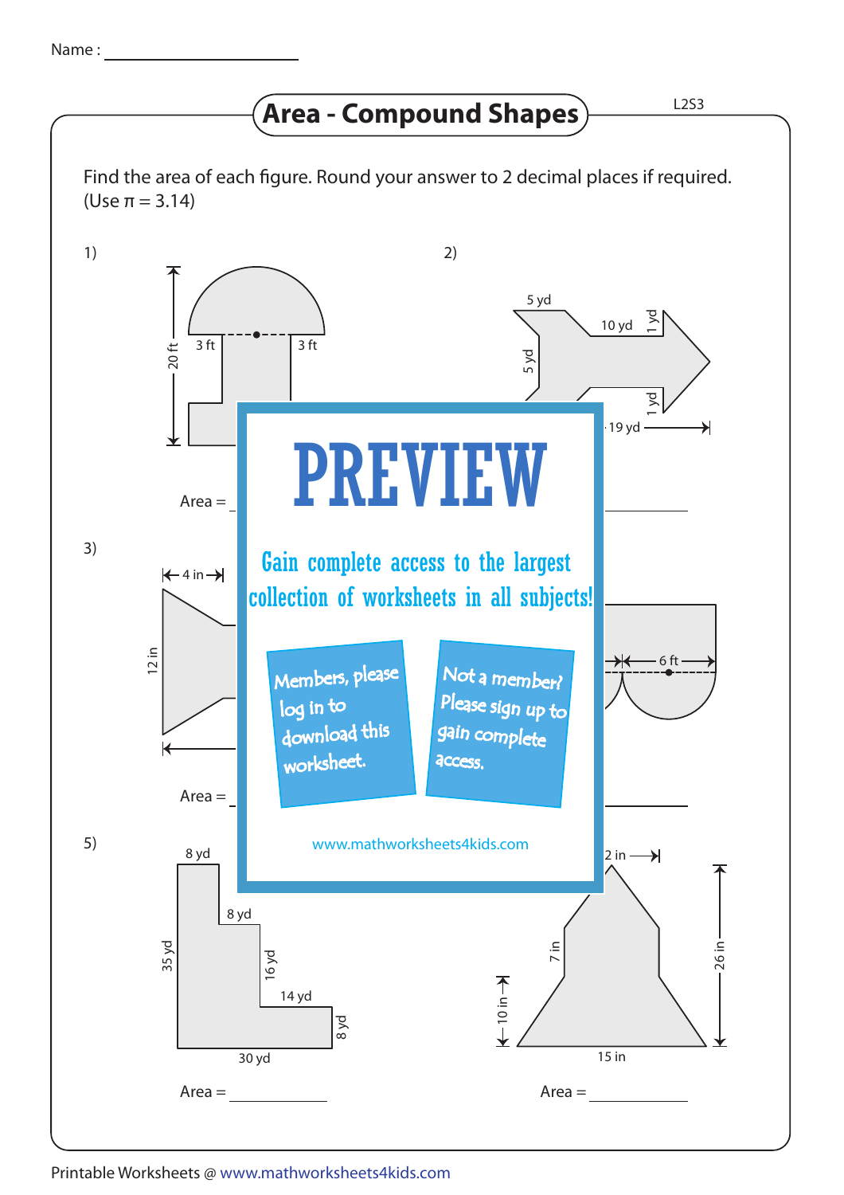Name :

# Area - Compound Shapes

L2S3

Find the area of each figure. Round your answer to 2 decimal places if required. (Use π = 3.14)

1)

20 ft

3 ft

3 ft

Area =

2)

5 yd

10 yd

1 yd

5 yd

1 yd

19 yd

3)

4 in

12 in

Area =

6 ft

**PREVIEW**

Gain complete access to the largest collection of worksheets in all subjects!

Members, please log in to download this worksheet.

Not a member? Please sign up to gain complete access.

www.mathworksheets4kids.com

5)

8 yd

8 yd

35 yd

16 yd

14 yd

8 yd

30 yd

Area =

2 in

7 in

26 in

10 in

15 in

Area =

Printable Worksheets @ www.mathworksheets4kids.com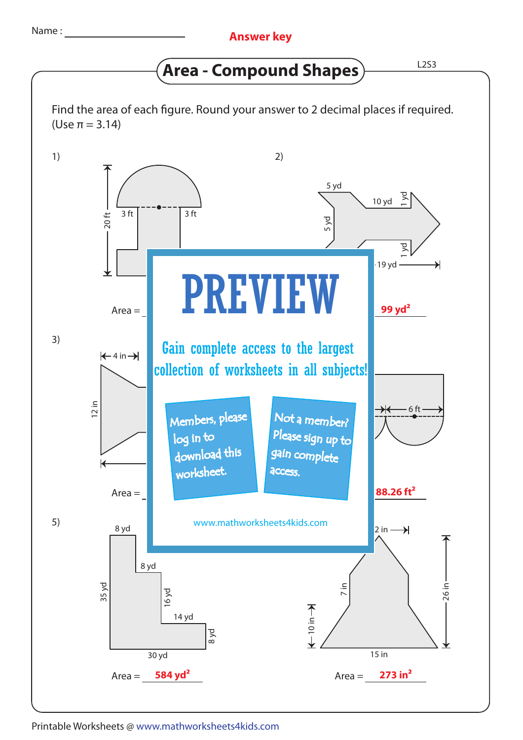Name : ____________________

**Answer key**

# Area - Compound Shapes

L2S3

Find the area of each figure. Round your answer to 2 decimal places if required. (Use π = 3.14)

1)

20 ft

3 ft

3 ft

Area = ____

2)

5 yd

10 yd

1 yd

5 yd

1 yd

19 yd

Area = **99 yd²**

3)

4 in

12 in

Area = ____

4)

6 ft

Area = **88.26 ft²**

PREVIEW

Gain complete access to the largest collection of worksheets in all subjects!

Members, please log in to download this worksheet.

Not a member? Please sign up to gain complete access.

www.mathworksheets4kids.com

5)

8 yd

8 yd

35 yd

16 yd

14 yd

8 yd

30 yd

Area = **584 yd²**

6)

2 in

7 in

10 in

26 in

15 in

Area = **273 in²**

Printable Worksheets @ www.mathworksheets4kids.com